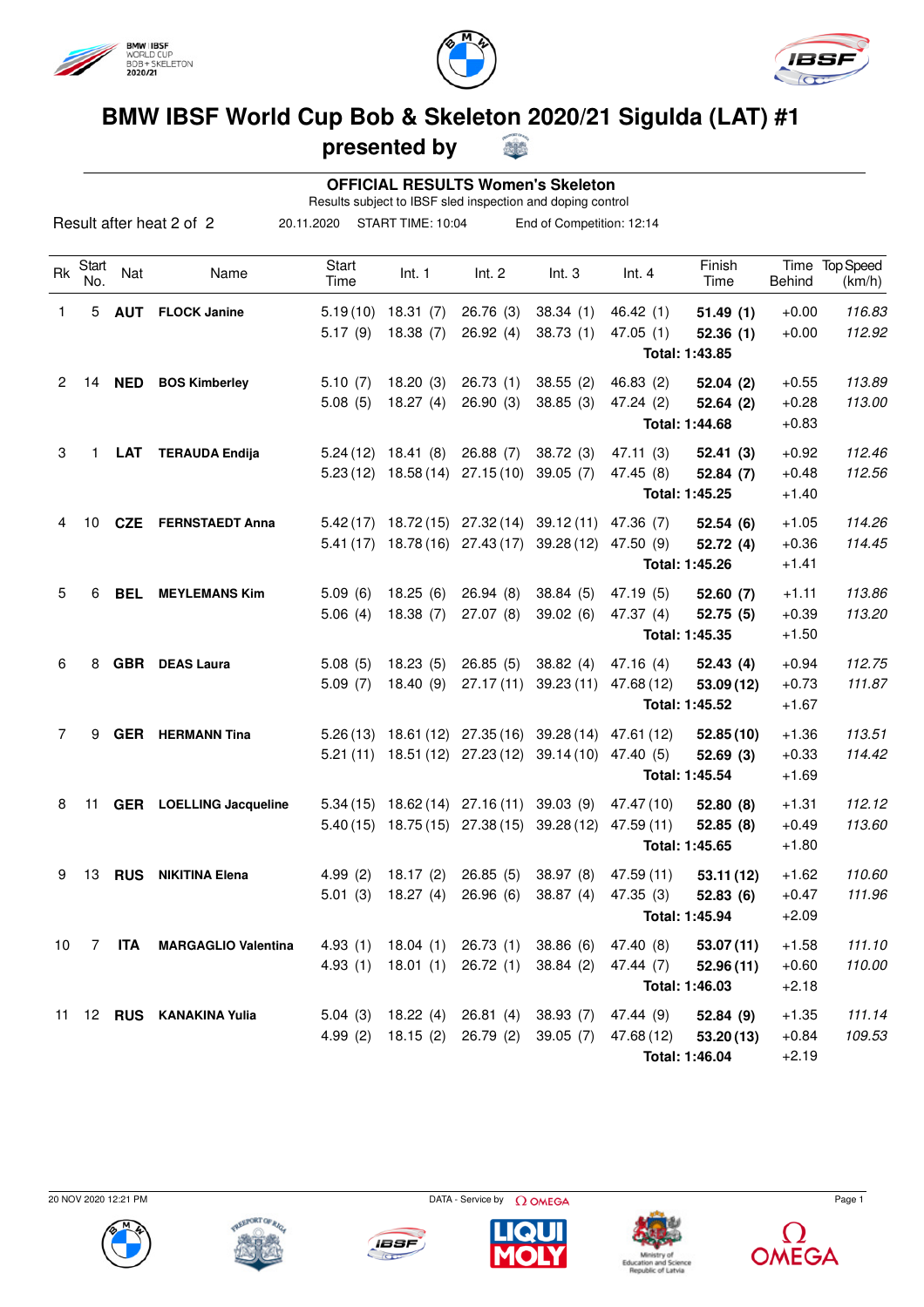# BMW IBSF World Cup Bob & Skeleton 2020/21 Sigulda (LAT) #1

## presented by

### OFFICIAL RESULTS Women's Skeleton

Results subject to IBSF sled inspection and doping control

Result after heat 2 of 2 | 20.11.2020 | START TIME: 10:04 | End of Competition: 12:14

| Rk | Start No. | Nat | Name | Start Time | Int. 1 | Int. 2 | Int. 3 | Int. 4 | Finish Time | Time Behind | Top Speed (km/h) |
|---|---|---|---|---|---|---|---|---|---|---|---|
| 1 | 5 | **AUT** | **FLOCK Janine** | 5.19 (10) | 18.31 (7) | 26.76 (3) | 38.34 (1) | 46.42 (1) | **51.49 (1)** | +0.00 | *116.83* |
| | | | | 5.17 (9) | 18.38 (7) | 26.92 (4) | 38.73 (1) | 47.05 (1) | **52.36 (1)** | +0.00 | *112.92* |
| | | | | | | | | | **Total: 1:43.85** | | |
| 2 | 14 | **NED** | **BOS Kimberley** | 5.10 (7) | 18.20 (3) | 26.73 (1) | 38.55 (2) | 46.83 (2) | **52.04 (2)** | +0.55 | *113.89* |
| | | | | 5.08 (5) | 18.27 (4) | 26.90 (3) | 38.85 (3) | 47.24 (2) | **52.64 (2)** | +0.28 | *113.00* |
| | | | | | | | | | **Total: 1:44.68** | +0.83 | |
| 3 | 1 | **LAT** | **TERAUDA Endija** | 5.24 (12) | 18.41 (8) | 26.88 (7) | 38.72 (3) | 47.11 (3) | **52.41 (3)** | +0.92 | *112.46* |
| | | | | 5.23 (12) | 18.58 (14) | 27.15 (10) | 39.05 (7) | 47.45 (8) | **52.84 (7)** | +0.48 | *112.56* |
| | | | | | | | | | **Total: 1:45.25** | +1.40 | |
| 4 | 10 | **CZE** | **FERNSTAEDT Anna** | 5.42 (17) | 18.72 (15) | 27.32 (14) | 39.12 (11) | 47.36 (7) | **52.54 (6)** | +1.05 | *114.26* |
| | | | | 5.41 (17) | 18.78 (16) | 27.43 (17) | 39.28 (12) | 47.50 (9) | **52.72 (4)** | +0.36 | *114.45* |
| | | | | | | | | | **Total: 1:45.26** | +1.41 | |
| 5 | 6 | **BEL** | **MEYLEMANS Kim** | 5.09 (6) | 18.25 (6) | 26.94 (8) | 38.84 (5) | 47.19 (5) | **52.60 (7)** | +1.11 | *113.86* |
| | | | | 5.06 (4) | 18.38 (7) | 27.07 (8) | 39.02 (6) | 47.37 (4) | **52.75 (5)** | +0.39 | *113.20* |
| | | | | | | | | | **Total: 1:45.35** | +1.50 | |
| 6 | 8 | **GBR** | **DEAS Laura** | 5.08 (5) | 18.23 (5) | 26.85 (5) | 38.82 (4) | 47.16 (4) | **52.43 (4)** | +0.94 | *112.75* |
| | | | | 5.09 (7) | 18.40 (9) | 27.17 (11) | 39.23 (11) | 47.68 (12) | **53.09 (12)** | +0.73 | *111.87* |
| | | | | | | | | | **Total: 1:45.52** | +1.67 | |
| 7 | 9 | **GER** | **HERMANN Tina** | 5.26 (13) | 18.61 (12) | 27.35 (16) | 39.28 (14) | 47.61 (12) | **52.85 (10)** | +1.36 | *113.51* |
| | | | | 5.21 (11) | 18.51 (12) | 27.23 (12) | 39.14 (10) | 47.40 (5) | **52.69 (3)** | +0.33 | *114.42* |
| | | | | | | | | | **Total: 1:45.54** | +1.69 | |
| 8 | 11 | **GER** | **LOELLING Jacqueline** | 5.34 (15) | 18.62 (14) | 27.16 (11) | 39.03 (9) | 47.47 (10) | **52.80 (8)** | +1.31 | *112.12* |
| | | | | 5.40 (15) | 18.75 (15) | 27.38 (15) | 39.28 (12) | 47.59 (11) | **52.85 (8)** | +0.49 | *113.60* |
| | | | | | | | | | **Total: 1:45.65** | +1.80 | |
| 9 | 13 | **RUS** | **NIKITINA Elena** | 4.99 (2) | 18.17 (2) | 26.85 (5) | 38.97 (8) | 47.59 (11) | **53.11 (12)** | +1.62 | *110.60* |
| | | | | 5.01 (3) | 18.27 (4) | 26.96 (6) | 38.87 (4) | 47.35 (3) | **52.83 (6)** | +0.47 | *111.96* |
| | | | | | | | | | **Total: 1:45.94** | +2.09 | |
| 10 | 7 | **ITA** | **MARGAGLIO Valentina** | 4.93 (1) | 18.04 (1) | 26.73 (1) | 38.86 (6) | 47.40 (8) | **53.07 (11)** | +1.58 | *111.10* |
| | | | | 4.93 (1) | 18.01 (1) | 26.72 (1) | 38.84 (2) | 47.44 (7) | **52.96 (11)** | +0.60 | *110.00* |
| | | | | | | | | | **Total: 1:46.03** | +2.18 | |
| 11 | 12 | **RUS** | **KANAKINA Yulia** | 5.04 (3) | 18.22 (4) | 26.81 (4) | 38.93 (7) | 47.44 (9) | **52.84 (9)** | +1.35 | *111.14* |
| | | | | 4.99 (2) | 18.15 (2) | 26.79 (2) | 39.05 (7) | 47.68 (12) | **53.20 (13)** | +0.84 | *109.53* |
| | | | | | | | | | **Total: 1:46.04** | +2.19 | |

20 NOV 2020 12:21 PM | DATA - Service by OMEGA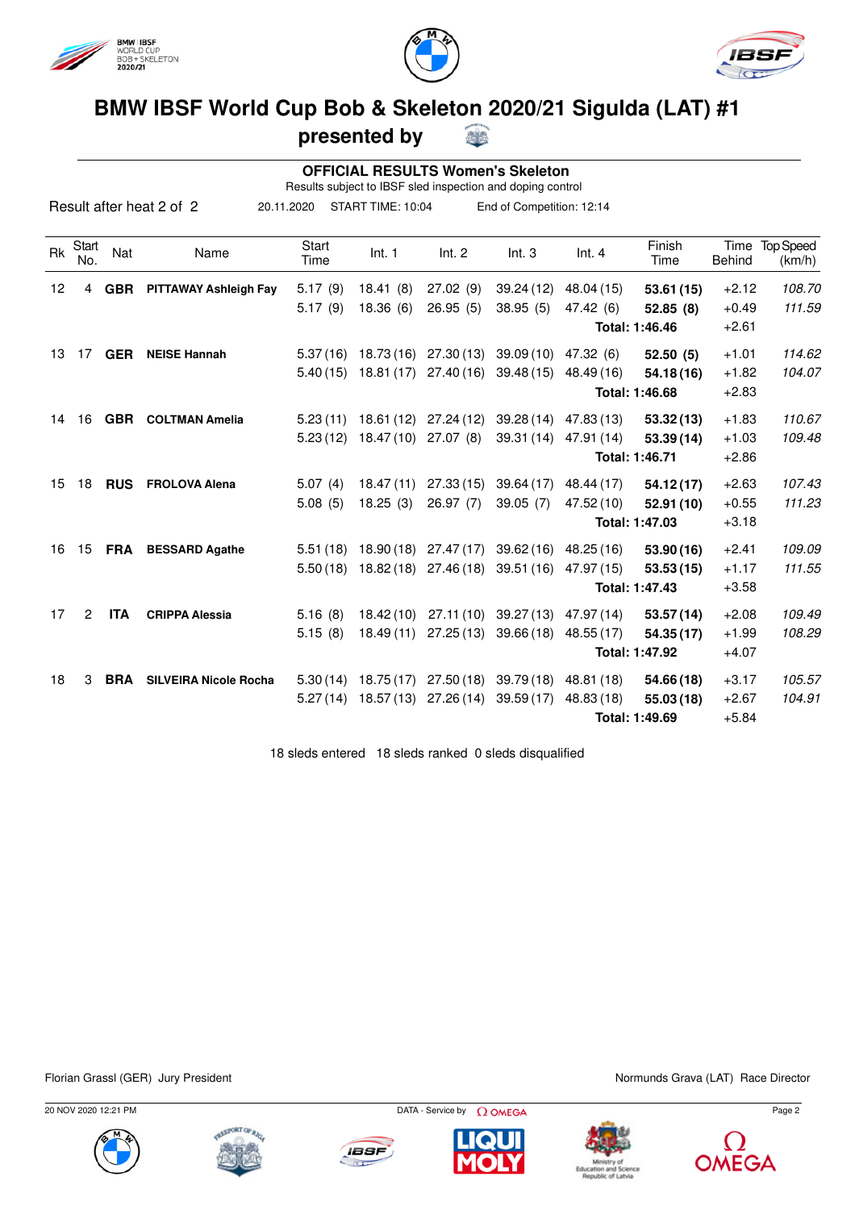# BMW IBSF World Cup Bob & Skeleton 2020/21 Sigulda (LAT) #1

## presented by

### OFFICIAL RESULTS Women's Skeleton

Results subject to IBSF sled inspection and doping control

Result after heat 2 of 2 20.11.2020 START TIME: 10:04 End of Competition: 12:14

| Rk | Start No. | Nat | Name | Start Time | Int. 1 | Int. 2 | Int. 3 | Int. 4 | Finish Time | Time Behind | Top Speed (km/h) |
|---|---|---|---|---|---|---|---|---|---|---|---|
| 12 | 4 | **GBR** | **PITTAWAY Ashleigh Fay** | 5.17 (9) | 18.41 (8) | 27.02 (9) | 39.24 (12) | 48.04 (15) | **53.61 (15)** | +2.12 | *108.70* |
| | | | | 5.17 (9) | 18.36 (6) | 26.95 (5) | 38.95 (5) | 47.42 (6) | **52.85 (8)** | +0.49 | *111.59* |
| | | | | | | | | | **Total: 1:46.46** | +2.61 | |
| 13 | 17 | **GER** | **NEISE Hannah** | 5.37 (16) | 18.73 (16) | 27.30 (13) | 39.09 (10) | 47.32 (6) | **52.50 (5)** | +1.01 | *114.62* |
| | | | | 5.40 (15) | 18.81 (17) | 27.40 (16) | 39.48 (15) | 48.49 (16) | **54.18 (16)** | +1.82 | *104.07* |
| | | | | | | | | | **Total: 1:46.68** | +2.83 | |
| 14 | 16 | **GBR** | **COLTMAN Amelia** | 5.23 (11) | 18.61 (12) | 27.24 (12) | 39.28 (14) | 47.83 (13) | **53.32 (13)** | +1.83 | *110.67* |
| | | | | 5.23 (12) | 18.47 (10) | 27.07 (8) | 39.31 (14) | 47.91 (14) | **53.39 (14)** | +1.03 | *109.48* |
| | | | | | | | | | **Total: 1:46.71** | +2.86 | |
| 15 | 18 | **RUS** | **FROLOVA Alena** | 5.07 (4) | 18.47 (11) | 27.33 (15) | 39.64 (17) | 48.44 (17) | **54.12 (17)** | +2.63 | *107.43* |
| | | | | 5.08 (5) | 18.25 (3) | 26.97 (7) | 39.05 (7) | 47.52 (10) | **52.91 (10)** | +0.55 | *111.23* |
| | | | | | | | | | **Total: 1:47.03** | +3.18 | |
| 16 | 15 | **FRA** | **BESSARD Agathe** | 5.51 (18) | 18.90 (18) | 27.47 (17) | 39.62 (16) | 48.25 (16) | **53.90 (16)** | +2.41 | *109.09* |
| | | | | 5.50 (18) | 18.82 (18) | 27.46 (18) | 39.51 (16) | 47.97 (15) | **53.53 (15)** | +1.17 | *111.55* |
| | | | | | | | | | **Total: 1:47.43** | +3.58 | |
| 17 | 2 | **ITA** | **CRIPPA Alessia** | 5.16 (8) | 18.42 (10) | 27.11 (10) | 39.27 (13) | 47.97 (14) | **53.57 (14)** | +2.08 | *109.49* |
| | | | | 5.15 (8) | 18.49 (11) | 27.25 (13) | 39.66 (18) | 48.55 (17) | **54.35 (17)** | +1.99 | *108.29* |
| | | | | | | | | | **Total: 1:47.92** | +4.07 | |
| 18 | 3 | **BRA** | **SILVEIRA Nicole Rocha** | 5.30 (14) | 18.75 (17) | 27.50 (18) | 39.79 (18) | 48.81 (18) | **54.66 (18)** | +3.17 | *105.57* |
| | | | | 5.27 (14) | 18.57 (13) | 27.26 (14) | 39.59 (17) | 48.83 (18) | **55.03 (18)** | +2.67 | *104.91* |
| | | | | | | | | | **Total: 1:49.69** | +5.84 | |

18 sleds entered 18 sleds ranked 0 sleds disqualified

Florian Grassl (GER) Jury President

Normunds Grava (LAT) Race Director

20 NOV 2020 12:21 PM DATA - Service by OMEGA